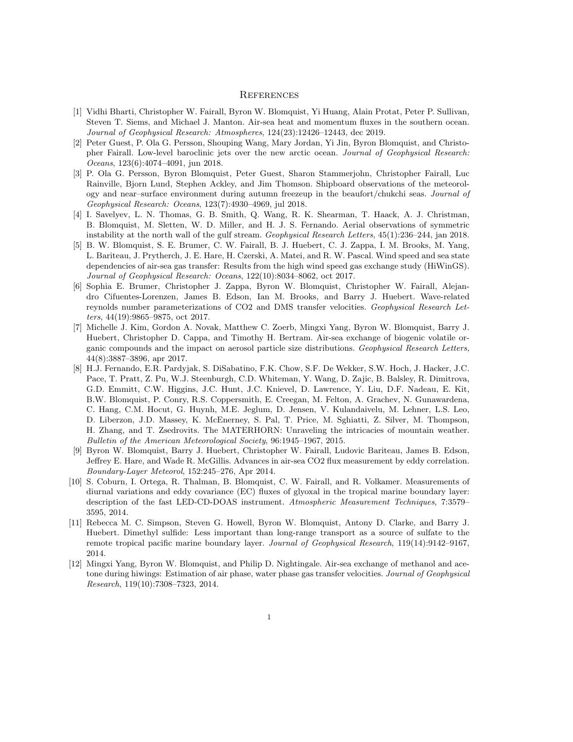# References

[1] Vidhi Bharti, Christopher W. Fairall, Byron W. Blomquist, Yi Huang, Alain Protat, Peter P. Sullivan, Steven T. Siems, and Michael J. Manton. Air-sea heat and momentum fluxes in the southern ocean. *Journal of Geophysical Research: Atmospheres*, 124(23):12426–12443, dec 2019.

[2] Peter Guest, P. Ola G. Persson, Shouping Wang, Mary Jordan, Yi Jin, Byron Blomquist, and Christopher Fairall. Low-level baroclinic jets over the new arctic ocean. *Journal of Geophysical Research: Oceans*, 123(6):4074–4091, jun 2018.

[3] P. Ola G. Persson, Byron Blomquist, Peter Guest, Sharon Stammerjohn, Christopher Fairall, Luc Rainville, Bjorn Lund, Stephen Ackley, and Jim Thomson. Shipboard observations of the meteorology and near–surface environment during autumn freezeup in the beaufort/chukchi seas. *Journal of Geophysical Research: Oceans*, 123(7):4930–4969, jul 2018.

[4] I. Savelyev, L. N. Thomas, G. B. Smith, Q. Wang, R. K. Shearman, T. Haack, A. J. Christman, B. Blomquist, M. Sletten, W. D. Miller, and H. J. S. Fernando. Aerial observations of symmetric instability at the north wall of the gulf stream. *Geophysical Research Letters*, 45(1):236–244, jan 2018.

[5] B. W. Blomquist, S. E. Brumer, C. W. Fairall, B. J. Huebert, C. J. Zappa, I. M. Brooks, M. Yang, L. Bariteau, J. Prytherch, J. E. Hare, H. Czerski, A. Matei, and R. W. Pascal. Wind speed and sea state dependencies of air-sea gas transfer: Results from the high wind speed gas exchange study (HiWinGS). *Journal of Geophysical Research: Oceans*, 122(10):8034–8062, oct 2017.

[6] Sophia E. Brumer, Christopher J. Zappa, Byron W. Blomquist, Christopher W. Fairall, Alejandro Cifuentes-Lorenzen, James B. Edson, Ian M. Brooks, and Barry J. Huebert. Wave-related reynolds number parameterizations of CO2 and DMS transfer velocities. *Geophysical Research Letters*, 44(19):9865–9875, oct 2017.

[7] Michelle J. Kim, Gordon A. Novak, Matthew C. Zoerb, Mingxi Yang, Byron W. Blomquist, Barry J. Huebert, Christopher D. Cappa, and Timothy H. Bertram. Air-sea exchange of biogenic volatile organic compounds and the impact on aerosol particle size distributions. *Geophysical Research Letters*, 44(8):3887–3896, apr 2017.

[8] H.J. Fernando, E.R. Pardyjak, S. DiSabatino, F.K. Chow, S.F. De Wekker, S.W. Hoch, J. Hacker, J.C. Pace, T. Pratt, Z. Pu, W.J. Steenburgh, C.D. Whiteman, Y. Wang, D. Zajic, B. Balsley, R. Dimitrova, G.D. Emmitt, C.W. Higgins, J.C. Hunt, J.C. Knievel, D. Lawrence, Y. Liu, D.F. Nadeau, E. Kit, B.W. Blomquist, P. Conry, R.S. Coppersmith, E. Creegan, M. Felton, A. Grachev, N. Gunawardena, C. Hang, C.M. Hocut, G. Huynh, M.E. Jeglum, D. Jensen, V. Kulandaivelu, M. Lehner, L.S. Leo, D. Liberzon, J.D. Massey, K. McEnerney, S. Pal, T. Price, M. Sghiatti, Z. Silver, M. Thompson, H. Zhang, and T. Zsedrovits. The MATERHORN: Unraveling the intricacies of mountain weather. *Bulletin of the American Meteorological Society*, 96:1945–1967, 2015.

[9] Byron W. Blomquist, Barry J. Huebert, Christopher W. Fairall, Ludovic Bariteau, James B. Edson, Jeffrey E. Hare, and Wade R. McGillis. Advances in air-sea CO2 flux measurement by eddy correlation. *Boundary-Layer Meteorol*, 152:245–276, Apr 2014.

[10] S. Coburn, I. Ortega, R. Thalman, B. Blomquist, C. W. Fairall, and R. Volkamer. Measurements of diurnal variations and eddy covariance (EC) fluxes of glyoxal in the tropical marine boundary layer: description of the fast LED-CD-DOAS instrument. *Atmospheric Measurement Techniques*, 7:3579–3595, 2014.

[11] Rebecca M. C. Simpson, Steven G. Howell, Byron W. Blomquist, Antony D. Clarke, and Barry J. Huebert. Dimethyl sulfide: Less important than long-range transport as a source of sulfate to the remote tropical pacific marine boundary layer. *Journal of Geophysical Research*, 119(14):9142–9167, 2014.

[12] Mingxi Yang, Byron W. Blomquist, and Philip D. Nightingale. Air-sea exchange of methanol and acetone during hiwings: Estimation of air phase, water phase gas transfer velocities. *Journal of Geophysical Research*, 119(10):7308–7323, 2014.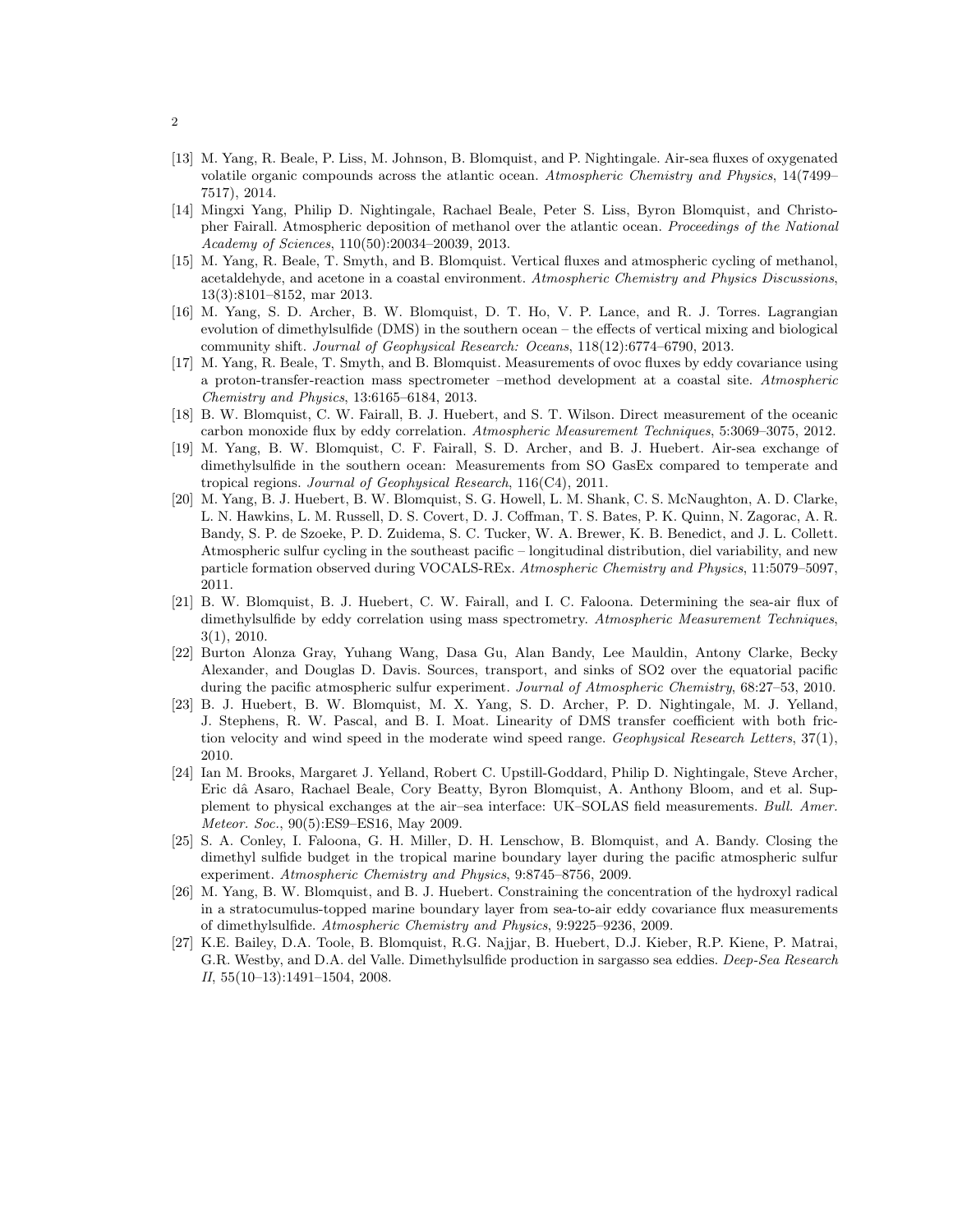[13] M. Yang, R. Beale, P. Liss, M. Johnson, B. Blomquist, and P. Nightingale. Air-sea fluxes of oxygenated volatile organic compounds across the atlantic ocean. *Atmospheric Chemistry and Physics*, 14(7499–7517), 2014.

[14] Mingxi Yang, Philip D. Nightingale, Rachael Beale, Peter S. Liss, Byron Blomquist, and Christopher Fairall. Atmospheric deposition of methanol over the atlantic ocean. *Proceedings of the National Academy of Sciences*, 110(50):20034–20039, 2013.

[15] M. Yang, R. Beale, T. Smyth, and B. Blomquist. Vertical fluxes and atmospheric cycling of methanol, acetaldehyde, and acetone in a coastal environment. *Atmospheric Chemistry and Physics Discussions*, 13(3):8101–8152, mar 2013.

[16] M. Yang, S. D. Archer, B. W. Blomquist, D. T. Ho, V. P. Lance, and R. J. Torres. Lagrangian evolution of dimethylsulfide (DMS) in the southern ocean – the effects of vertical mixing and biological community shift. *Journal of Geophysical Research: Oceans*, 118(12):6774–6790, 2013.

[17] M. Yang, R. Beale, T. Smyth, and B. Blomquist. Measurements of ovoc fluxes by eddy covariance using a proton-transfer-reaction mass spectrometer –method development at a coastal site. *Atmospheric Chemistry and Physics*, 13:6165–6184, 2013.

[18] B. W. Blomquist, C. W. Fairall, B. J. Huebert, and S. T. Wilson. Direct measurement of the oceanic carbon monoxide flux by eddy correlation. *Atmospheric Measurement Techniques*, 5:3069–3075, 2012.

[19] M. Yang, B. W. Blomquist, C. F. Fairall, S. D. Archer, and B. J. Huebert. Air-sea exchange of dimethylsulfide in the southern ocean: Measurements from SO GasEx compared to temperate and tropical regions. *Journal of Geophysical Research*, 116(C4), 2011.

[20] M. Yang, B. J. Huebert, B. W. Blomquist, S. G. Howell, L. M. Shank, C. S. McNaughton, A. D. Clarke, L. N. Hawkins, L. M. Russell, D. S. Covert, D. J. Coffman, T. S. Bates, P. K. Quinn, N. Zagorac, A. R. Bandy, S. P. de Szoeke, P. D. Zuidema, S. C. Tucker, W. A. Brewer, K. B. Benedict, and J. L. Collett. Atmospheric sulfur cycling in the southeast pacific – longitudinal distribution, diel variability, and new particle formation observed during VOCALS-REx. *Atmospheric Chemistry and Physics*, 11:5079–5097, 2011.

[21] B. W. Blomquist, B. J. Huebert, C. W. Fairall, and I. C. Faloona. Determining the sea-air flux of dimethylsulfide by eddy correlation using mass spectrometry. *Atmospheric Measurement Techniques*, 3(1), 2010.

[22] Burton Alonza Gray, Yuhang Wang, Dasa Gu, Alan Bandy, Lee Mauldin, Antony Clarke, Becky Alexander, and Douglas D. Davis. Sources, transport, and sinks of SO2 over the equatorial pacific during the pacific atmospheric sulfur experiment. *Journal of Atmospheric Chemistry*, 68:27–53, 2010.

[23] B. J. Huebert, B. W. Blomquist, M. X. Yang, S. D. Archer, P. D. Nightingale, M. J. Yelland, J. Stephens, R. W. Pascal, and B. I. Moat. Linearity of DMS transfer coefficient with both friction velocity and wind speed in the moderate wind speed range. *Geophysical Research Letters*, 37(1), 2010.

[24] Ian M. Brooks, Margaret J. Yelland, Robert C. Upstill-Goddard, Philip D. Nightingale, Steve Archer, Eric dâ Asaro, Rachael Beale, Cory Beatty, Byron Blomquist, A. Anthony Bloom, and et al. Supplement to physical exchanges at the air–sea interface: UK–SOLAS field measurements. *Bull. Amer. Meteor. Soc.*, 90(5):ES9–ES16, May 2009.

[25] S. A. Conley, I. Faloona, G. H. Miller, D. H. Lenschow, B. Blomquist, and A. Bandy. Closing the dimethyl sulfide budget in the tropical marine boundary layer during the pacific atmospheric sulfur experiment. *Atmospheric Chemistry and Physics*, 9:8745–8756, 2009.

[26] M. Yang, B. W. Blomquist, and B. J. Huebert. Constraining the concentration of the hydroxyl radical in a stratocumulus-topped marine boundary layer from sea-to-air eddy covariance flux measurements of dimethylsulfide. *Atmospheric Chemistry and Physics*, 9:9225–9236, 2009.

[27] K.E. Bailey, D.A. Toole, B. Blomquist, R.G. Najjar, B. Huebert, D.J. Kieber, R.P. Kiene, P. Matrai, G.R. Westby, and D.A. del Valle. Dimethylsulfide production in sargasso sea eddies. *Deep-Sea Research II*, 55(10–13):1491–1504, 2008.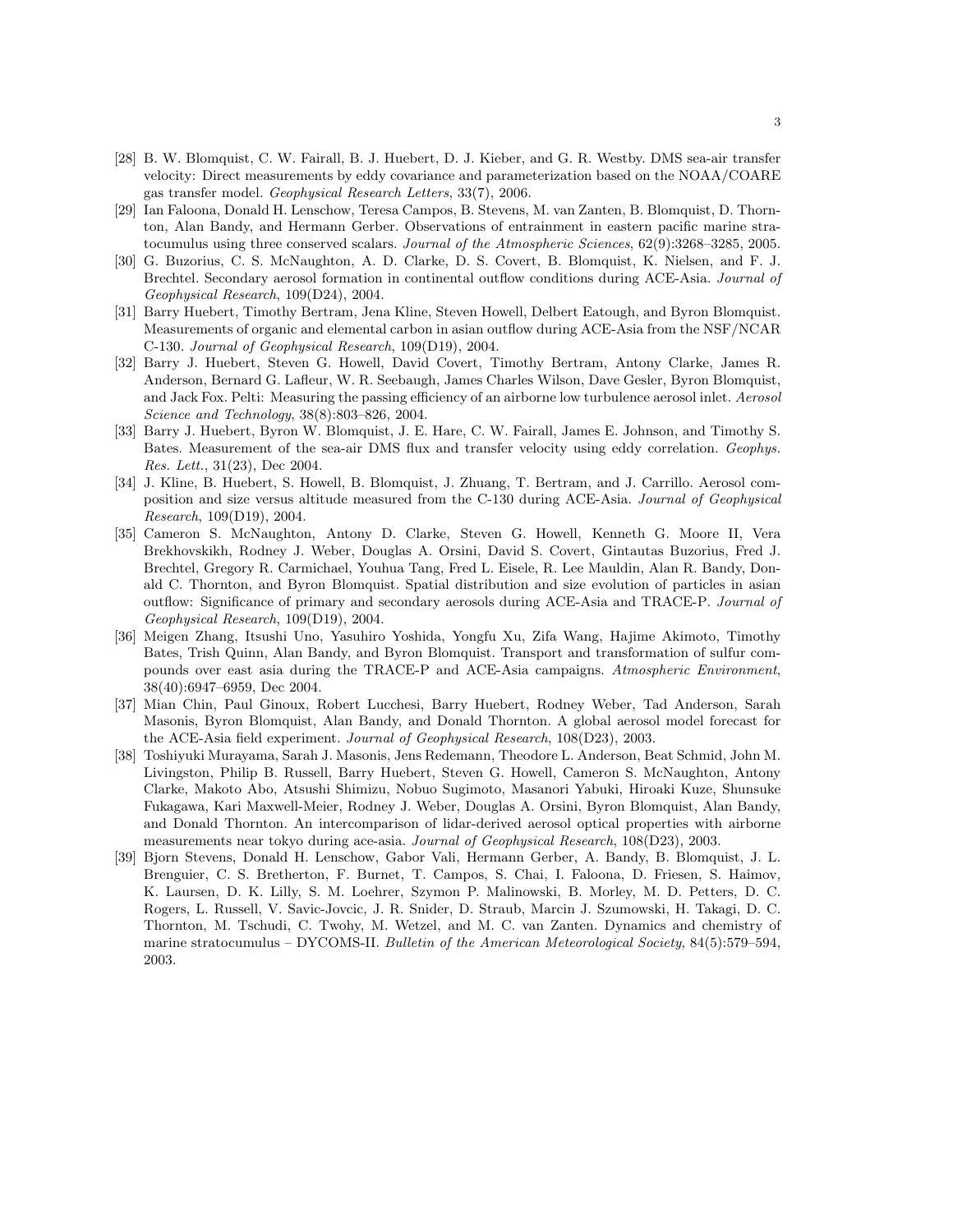[28] B. W. Blomquist, C. W. Fairall, B. J. Huebert, D. J. Kieber, and G. R. Westby. DMS sea-air transfer velocity: Direct measurements by eddy covariance and parameterization based on the NOAA/COARE gas transfer model. *Geophysical Research Letters*, 33(7), 2006.

[29] Ian Faloona, Donald H. Lenschow, Teresa Campos, B. Stevens, M. van Zanten, B. Blomquist, D. Thornton, Alan Bandy, and Hermann Gerber. Observations of entrainment in eastern pacific marine stratocumulus using three conserved scalars. *Journal of the Atmospheric Sciences*, 62(9):3268–3285, 2005.

[30] G. Buzorius, C. S. McNaughton, A. D. Clarke, D. S. Covert, B. Blomquist, K. Nielsen, and F. J. Brechtel. Secondary aerosol formation in continental outflow conditions during ACE-Asia. *Journal of Geophysical Research*, 109(D24), 2004.

[31] Barry Huebert, Timothy Bertram, Jena Kline, Steven Howell, Delbert Eatough, and Byron Blomquist. Measurements of organic and elemental carbon in asian outflow during ACE-Asia from the NSF/NCAR C-130. *Journal of Geophysical Research*, 109(D19), 2004.

[32] Barry J. Huebert, Steven G. Howell, David Covert, Timothy Bertram, Antony Clarke, James R. Anderson, Bernard G. Lafleur, W. R. Seebaugh, James Charles Wilson, Dave Gesler, Byron Blomquist, and Jack Fox. Pelti: Measuring the passing efficiency of an airborne low turbulence aerosol inlet. *Aerosol Science and Technology*, 38(8):803–826, 2004.

[33] Barry J. Huebert, Byron W. Blomquist, J. E. Hare, C. W. Fairall, James E. Johnson, and Timothy S. Bates. Measurement of the sea-air DMS flux and transfer velocity using eddy correlation. *Geophys. Res. Lett.*, 31(23), Dec 2004.

[34] J. Kline, B. Huebert, S. Howell, B. Blomquist, J. Zhuang, T. Bertram, and J. Carrillo. Aerosol composition and size versus altitude measured from the C-130 during ACE-Asia. *Journal of Geophysical Research*, 109(D19), 2004.

[35] Cameron S. McNaughton, Antony D. Clarke, Steven G. Howell, Kenneth G. Moore II, Vera Brekhovskikh, Rodney J. Weber, Douglas A. Orsini, David S. Covert, Gintautas Buzorius, Fred J. Brechtel, Gregory R. Carmichael, Youhua Tang, Fred L. Eisele, R. Lee Mauldin, Alan R. Bandy, Donald C. Thornton, and Byron Blomquist. Spatial distribution and size evolution of particles in asian outflow: Significance of primary and secondary aerosols during ACE-Asia and TRACE-P. *Journal of Geophysical Research*, 109(D19), 2004.

[36] Meigen Zhang, Itsushi Uno, Yasuhiro Yoshida, Yongfu Xu, Zifa Wang, Hajime Akimoto, Timothy Bates, Trish Quinn, Alan Bandy, and Byron Blomquist. Transport and transformation of sulfur compounds over east asia during the TRACE-P and ACE-Asia campaigns. *Atmospheric Environment*, 38(40):6947–6959, Dec 2004.

[37] Mian Chin, Paul Ginoux, Robert Lucchesi, Barry Huebert, Rodney Weber, Tad Anderson, Sarah Masonis, Byron Blomquist, Alan Bandy, and Donald Thornton. A global aerosol model forecast for the ACE-Asia field experiment. *Journal of Geophysical Research*, 108(D23), 2003.

[38] Toshiyuki Murayama, Sarah J. Masonis, Jens Redemann, Theodore L. Anderson, Beat Schmid, John M. Livingston, Philip B. Russell, Barry Huebert, Steven G. Howell, Cameron S. McNaughton, Antony Clarke, Makoto Abo, Atsushi Shimizu, Nobuo Sugimoto, Masanori Yabuki, Hiroaki Kuze, Shunsuke Fukagawa, Kari Maxwell-Meier, Rodney J. Weber, Douglas A. Orsini, Byron Blomquist, Alan Bandy, and Donald Thornton. An intercomparison of lidar-derived aerosol optical properties with airborne measurements near tokyo during ace-asia. *Journal of Geophysical Research*, 108(D23), 2003.

[39] Bjorn Stevens, Donald H. Lenschow, Gabor Vali, Hermann Gerber, A. Bandy, B. Blomquist, J. L. Brenguier, C. S. Bretherton, F. Burnet, T. Campos, S. Chai, I. Faloona, D. Friesen, S. Haimov, K. Laursen, D. K. Lilly, S. M. Loehrer, Szymon P. Malinowski, B. Morley, M. D. Petters, D. C. Rogers, L. Russell, V. Savic-Jovcic, J. R. Snider, D. Straub, Marcin J. Szumowski, H. Takagi, D. C. Thornton, M. Tschudi, C. Twohy, M. Wetzel, and M. C. van Zanten. Dynamics and chemistry of marine stratocumulus – DYCOMS-II. *Bulletin of the American Meteorological Society*, 84(5):579–594, 2003.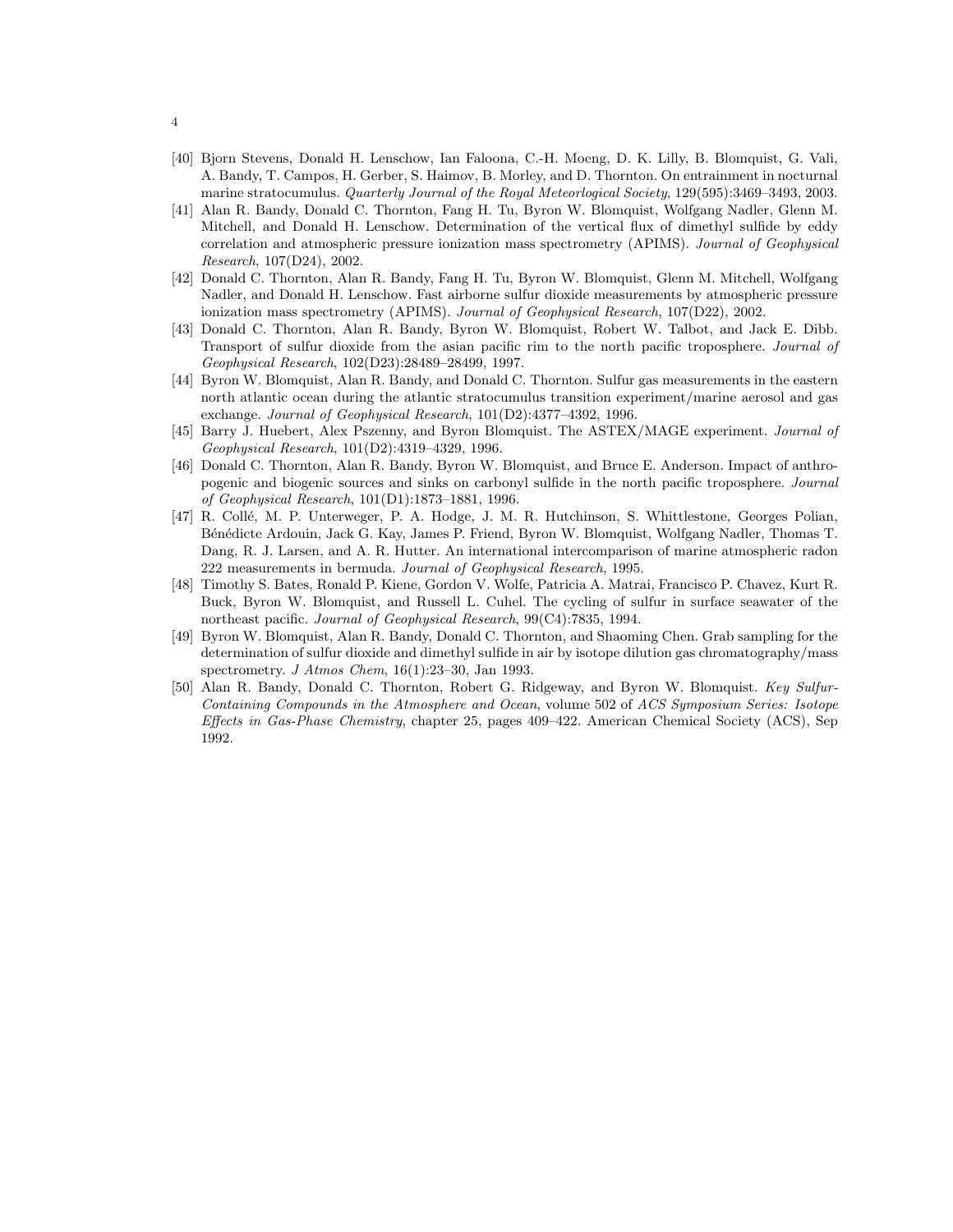[40] Bjorn Stevens, Donald H. Lenschow, Ian Faloona, C.-H. Moeng, D. K. Lilly, B. Blomquist, G. Vali, A. Bandy, T. Campos, H. Gerber, S. Haimov, B. Morley, and D. Thornton. On entrainment in nocturnal marine stratocumulus. *Quarterly Journal of the Royal Meteorlogical Society*, 129(595):3469–3493, 2003.

[41] Alan R. Bandy, Donald C. Thornton, Fang H. Tu, Byron W. Blomquist, Wolfgang Nadler, Glenn M. Mitchell, and Donald H. Lenschow. Determination of the vertical flux of dimethyl sulfide by eddy correlation and atmospheric pressure ionization mass spectrometry (APIMS). *Journal of Geophysical Research*, 107(D24), 2002.

[42] Donald C. Thornton, Alan R. Bandy, Fang H. Tu, Byron W. Blomquist, Glenn M. Mitchell, Wolfgang Nadler, and Donald H. Lenschow. Fast airborne sulfur dioxide measurements by atmospheric pressure ionization mass spectrometry (APIMS). *Journal of Geophysical Research*, 107(D22), 2002.

[43] Donald C. Thornton, Alan R. Bandy, Byron W. Blomquist, Robert W. Talbot, and Jack E. Dibb. Transport of sulfur dioxide from the asian pacific rim to the north pacific troposphere. *Journal of Geophysical Research*, 102(D23):28489–28499, 1997.

[44] Byron W. Blomquist, Alan R. Bandy, and Donald C. Thornton. Sulfur gas measurements in the eastern north atlantic ocean during the atlantic stratocumulus transition experiment/marine aerosol and gas exchange. *Journal of Geophysical Research*, 101(D2):4377–4392, 1996.

[45] Barry J. Huebert, Alex Pszenny, and Byron Blomquist. The ASTEX/MAGE experiment. *Journal of Geophysical Research*, 101(D2):4319–4329, 1996.

[46] Donald C. Thornton, Alan R. Bandy, Byron W. Blomquist, and Bruce E. Anderson. Impact of anthropogenic and biogenic sources and sinks on carbonyl sulfide in the north pacific troposphere. *Journal of Geophysical Research*, 101(D1):1873–1881, 1996.

[47] R. Collé, M. P. Unterweger, P. A. Hodge, J. M. R. Hutchinson, S. Whittlestone, Georges Polian, Bénédicte Ardouin, Jack G. Kay, James P. Friend, Byron W. Blomquist, Wolfgang Nadler, Thomas T. Dang, R. J. Larsen, and A. R. Hutter. An international intercomparison of marine atmospheric radon 222 measurements in bermuda. *Journal of Geophysical Research*, 1995.

[48] Timothy S. Bates, Ronald P. Kiene, Gordon V. Wolfe, Patricia A. Matrai, Francisco P. Chavez, Kurt R. Buck, Byron W. Blomquist, and Russell L. Cuhel. The cycling of sulfur in surface seawater of the northeast pacific. *Journal of Geophysical Research*, 99(C4):7835, 1994.

[49] Byron W. Blomquist, Alan R. Bandy, Donald C. Thornton, and Shaoming Chen. Grab sampling for the determination of sulfur dioxide and dimethyl sulfide in air by isotope dilution gas chromatography/mass spectrometry. *J Atmos Chem*, 16(1):23–30, Jan 1993.

[50] Alan R. Bandy, Donald C. Thornton, Robert G. Ridgeway, and Byron W. Blomquist. *Key Sulfur-Containing Compounds in the Atmosphere and Ocean*, volume 502 of *ACS Symposium Series: Isotope Effects in Gas-Phase Chemistry*, chapter 25, pages 409–422. American Chemical Society (ACS), Sep 1992.